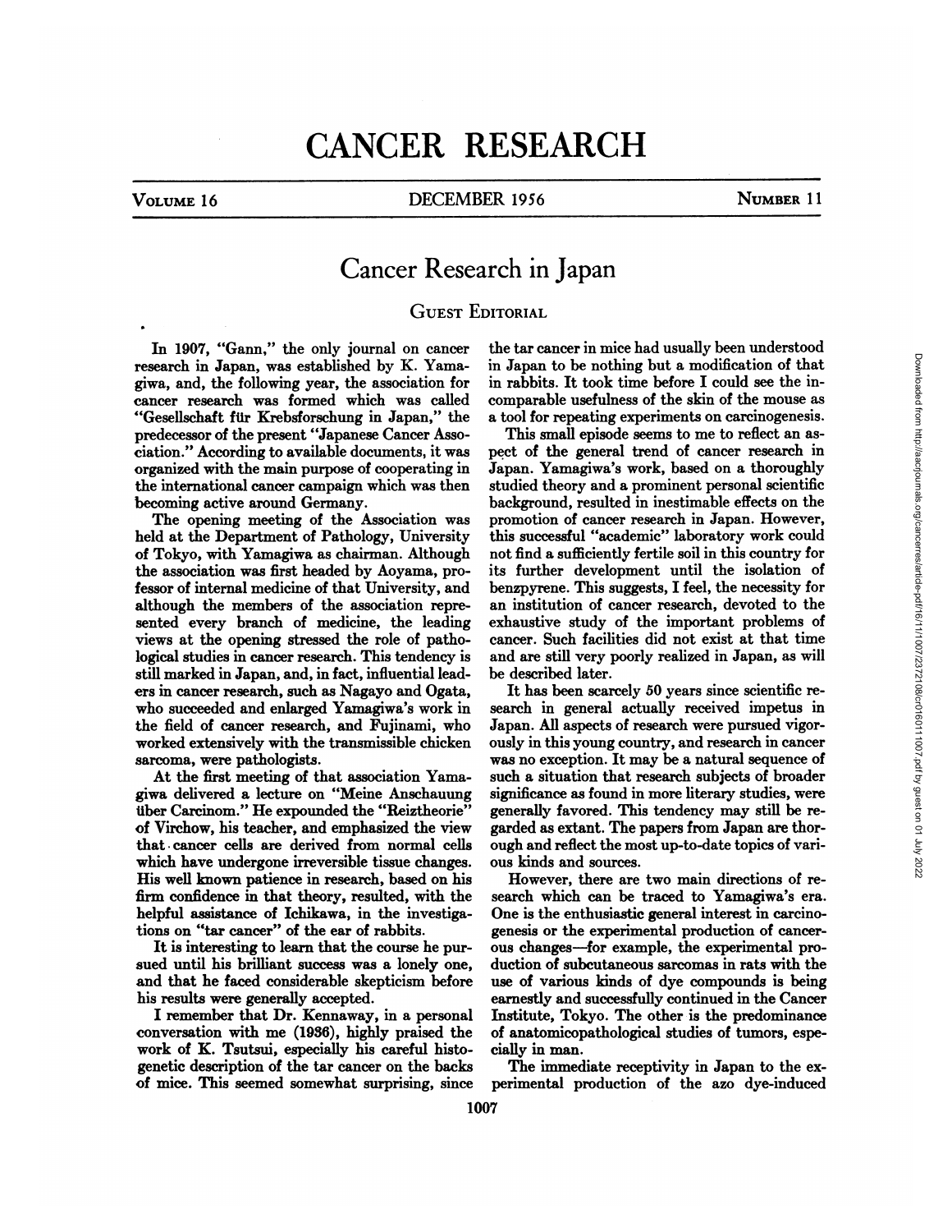# Cancer Research in Japan

## Guest Editorial

In 1907, "Gann," the only journal on cancer research in Japan, was established by K. Yamagiwa, and, the following year, the association for cancer research was formed which was called "Gesellschaft für Krebsforschung in Japan," the predecessor of the present "Japanese Cancer Association." According to available documents, it was organized with the main purpose of cooperating in the international cancer campaign which was then becoming active around Germany.

The opening meeting of the Association was held at the Department of Pathology, University of Tokyo, with Yamagiwa as chairman. Although the association was first headed by Aoyama, professor of internal medicine of that University, and although the members of the association represented every branch of medicine, the leading views at the opening stressed the role of pathological studies in cancer research. This tendency is still marked in Japan, and, in fact, influential leaders in cancer research, such as Nagayo and Ogata, who succeeded and enlarged Yamagiwa's work in the field of cancer research, and Fujinami, who worked extensively with the transmissible chicken sarcoma, were pathologists.

At the first meeting of that association Yamagiwa delivered a lecture on "Meine Anschauung über Carcinom." He expounded the "Reiztheorie" of Virchow, his teacher, and emphasized the view that cancer cells are derived from normal cells which have undergone irreversible tissue changes. His well known patience in research, based on his firm confidence in that theory, resulted, with the helpful assistance of Ichikawa, in the investigations on "tar cancer" of the ear of rabbits.

It is interesting to learn that the course he pursued until his brilliant success was a lonely one, and that he faced considerable skepticism before his results were generally accepted.

I remember that Dr. Kennaway, in a personal conversation with me (1936), highly praised the work of K. Tsutsui, especially his careful histogenetic description of the tar cancer on the backs of mice. This seemed somewhat surprising, since the tar cancer in mice had usually been understood in Japan to be nothing but a modification of that in rabbits. It took time before I could see the incomparable usefulness of the skin of the mouse as a tool for repeating experiments on carcinogenesis.

This small episode seems to me to reflect an aspect of the general trend of cancer research in Japan. Yamagiwa's work, based on a thoroughly studied theory and a prominent personal scientific background, resulted in inestimable effects on the promotion of cancer research in Japan. However, this successful "academic" laboratory work could not find a sufficiently fertile soil in this country for its further development until the isolation of benzpyrene. This suggests, I feel, the necessity for an institution of cancer research, devoted to the exhaustive study of the important problems of cancer. Such facilities did not exist at that time and are still very poorly realized in Japan, as will be described later.

It has been scarcely 50 years since scientific research in general actually received impetus in Japan. All aspects of research were pursued vigorously in this young country, and research in cancer was no exception. It may be a natural sequence of such a situation that research subjects of broader significance as found in more literary studies, were generally favored. This tendency may still be regarded as extant. The papers from Japan are thorough and reflect the most up-to-date topics of various kinds and sources.

However, there are two main directions of research which can be traced to Yamagiwa's era. One is the enthusiastic general interest in carcinogenesis or the experimental production of cancerous changes—for example, the experimental production of subcutaneous sarcomas in rats with the use of various kinds of dye compounds is being earnestly and successfully continued in the Cancer Institute, Tokyo. The other is the predominance of anatomicopathological studies of tumors, especially in man.

The immediate receptivity in Japan to the experimental production of the azo dye-induced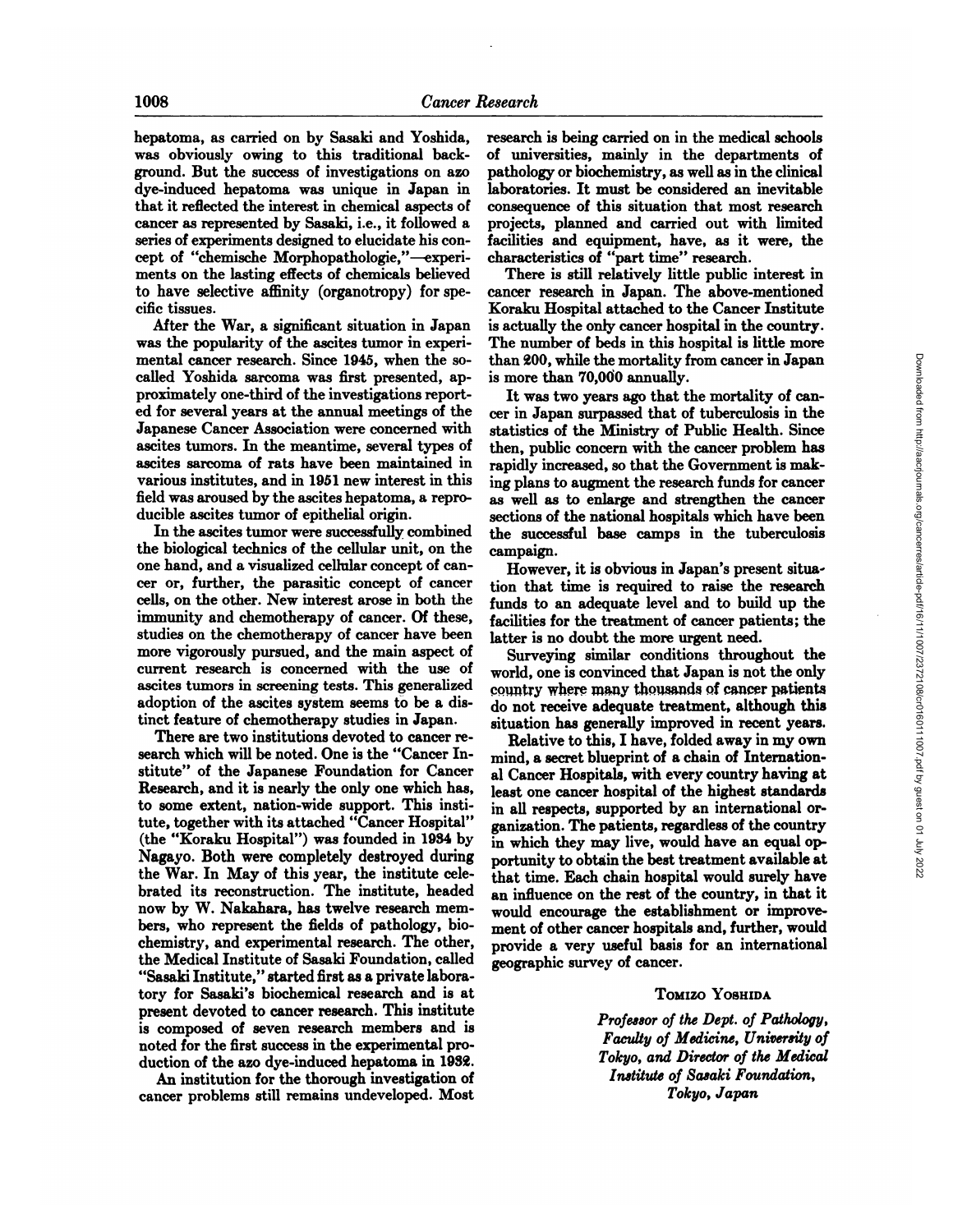hepatoma, as carried on by Sasaki and Yoshida, was obviously owing to this traditional background. But the success of investigations on azo dye-induced hepatoma was unique in Japan in that it reflected the interest in chemical aspects of cancer as represented by Sasaki, i.e., it followed a series of experiments designed to elucidate his concept of "chemische Morphopathologie,"—experiments on the lasting effects of chemicals believed to have selective affinity (organotropy) for specific tissues.

After the War, a significant situation in Japan was the popularity of the ascites tumor in experimental cancer research. Since 1945, when the so-called Yoshida sarcoma was first presented, approximately one-third of the investigations reported for several years at the annual meetings of the Japanese Cancer Association were concerned with ascites tumors. In the meantime, several types of ascites sarcoma of rats have been maintained in various institutes, and in 1951 new interest in this field was aroused by the ascites hepatoma, a reproducible ascites tumor of epithelial origin.

In the ascites tumor were successfully combined the biological technics of the cellular unit, on the one hand, and a visualized cellular concept of cancer or, further, the parasitic concept of cancer cells, on the other. New interest arose in both the immunity and chemotherapy of cancer. Of these, studies on the chemotherapy of cancer have been more vigorously pursued, and the main aspect of current research is concerned with the use of ascites tumors in screening tests. This generalized adoption of the ascites system seems to be a distinct feature of chemotherapy studies in Japan.

There are two institutions devoted to cancer research which will be noted. One is the "Cancer Institute" of the Japanese Foundation for Cancer Research, and it is nearly the only one which has, to some extent, nation-wide support. This institute, together with its attached "Cancer Hospital" (the "Koraku Hospital") was founded in 1934 by Nagayo. Both were completely destroyed during the War. In May of this year, the institute celebrated its reconstruction. The institute, headed now by W. Nakahara, has twelve research members, who represent the fields of pathology, biochemistry, and experimental research. The other, the Medical Institute of Sasaki Foundation, called "Sasaki Institute," started first as a private laboratory for Sasaki's biochemical research and is at present devoted to cancer research. This institute is composed of seven research members and is noted for the first success in the experimental production of the azo dye-induced hepatoma in 1932.

An institution for the thorough investigation of cancer problems still remains undeveloped. Most research is being carried on in the medical schools of universities, mainly in the departments of pathology or biochemistry, as well as in the clinical laboratories. It must be considered an inevitable consequence of this situation that most research projects, planned and carried out with limited facilities and equipment, have, as it were, the characteristics of "part time" research.

There is still relatively little public interest in cancer research in Japan. The above-mentioned Koraku Hospital attached to the Cancer Institute is actually the only cancer hospital in the country. The number of beds in this hospital is little more than 200, while the mortality from cancer in Japan is more than 70,000 annually.

It was two years ago that the mortality of cancer in Japan surpassed that of tuberculosis in the statistics of the Ministry of Public Health. Since then, public concern with the cancer problem has rapidly increased, so that the Government is making plans to augment the research funds for cancer as well as to enlarge and strengthen the cancer sections of the national hospitals which have been the successful base camps in the tuberculosis campaign.

However, it is obvious in Japan's present situation that time is required to raise the research funds to an adequate level and to build up the facilities for the treatment of cancer patients; the latter is no doubt the more urgent need.

Surveying similar conditions throughout the world, one is convinced that Japan is not the only country where many thousands of cancer patients do not receive adequate treatment, although this situation has generally improved in recent years.

Relative to this, I have, folded away in my own mind, a secret blueprint of a chain of International Cancer Hospitals, with every country having at least one cancer hospital of the highest standards in all respects, supported by an international organization. The patients, regardless of the country in which they may live, would have an equal opportunity to obtain the best treatment available at that time. Each chain hospital would surely have an influence on the rest of the country, in that it would encourage the establishment or improvement of other cancer hospitals and, further, would provide a very useful basis for an international geographic survey of cancer.

TOMIZO YOSHIDA

*Professor of the Dept. of Pathology, Faculty of Medicine, University of Tokyo, and Director of the Medical Institute of Sasaki Foundation, Tokyo, Japan*